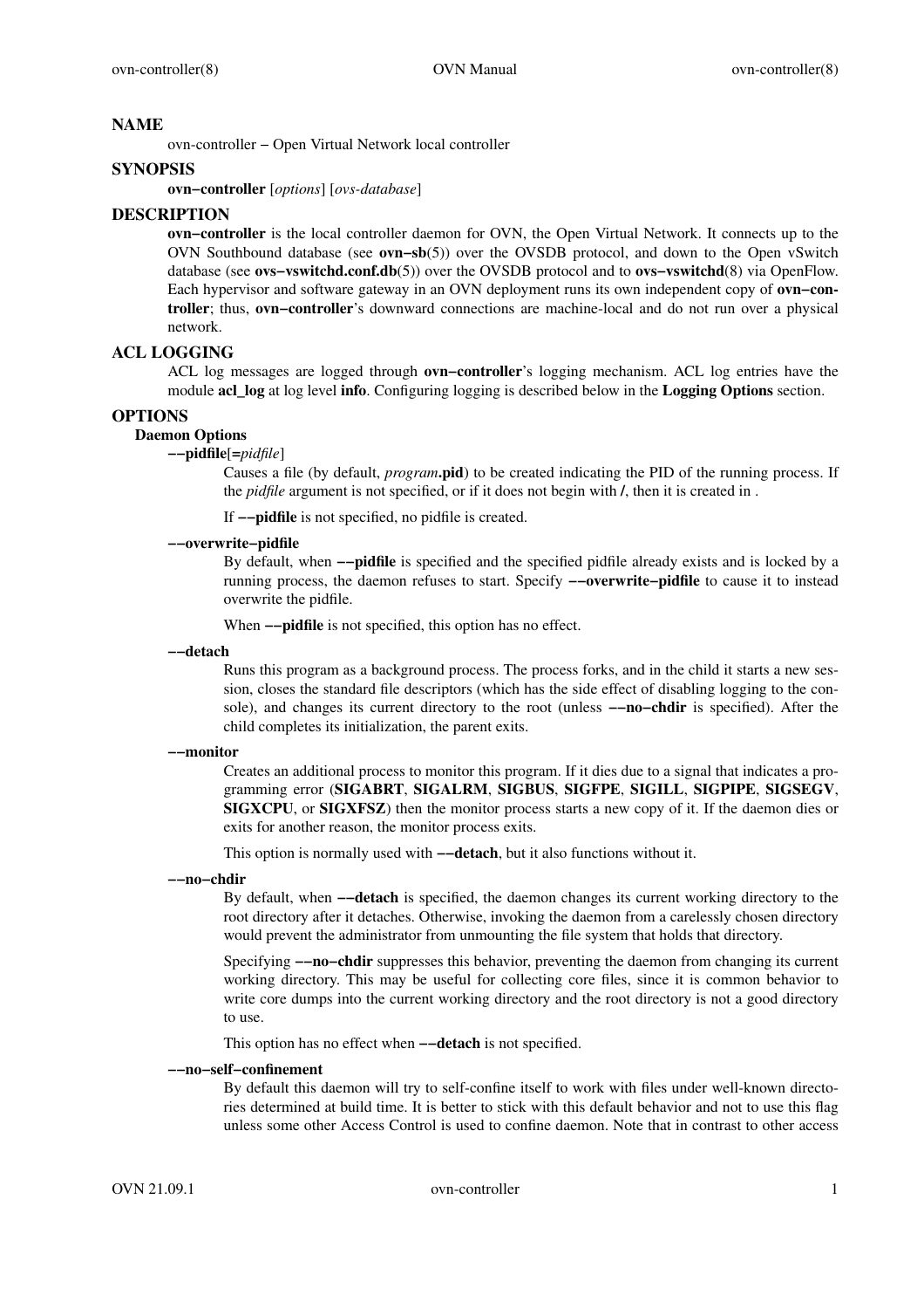## NAME

ovn-controller − Open Virtual Network local controller

## SYNOPSIS

**ovn−controller** [*options*] [*ovs-database*]

## DESCRIPTION

**ovn−controller** is the local controller daemon for OVN, the Open Virtual Network. It connects up to the OVN Southbound database (see **ovn−sb**(5)) over the OVSDB protocol, and down to the Open vSwitch database (see **ovs−vswitchd.conf.db**(5)) over the OVSDB protocol and to **ovs−vswitchd**(8) via OpenFlow. Each hypervisor and software gateway in an OVN deployment runs its own independent copy of **ovn−controller**; thus, **ovn−controller**'s downward connections are machine-local and do not run over a physical network.

## ACL LOGGING

ACL log messages are logged through **ovn−controller**'s logging mechanism. ACL log entries have the module **acl_log** at log level **info**. Configuring logging is described below in the **Logging Options** section.

## OPTIONS

### Daemon Options

**−−pidfile**[=*pidfile*]

Causes a file (by default, *program***.pid**) to be created indicating the PID of the running process. If the *pidfile* argument is not specified, or if it does not begin with **/**, then it is created in .

If **−−pidfile** is not specified, no pidfile is created.

**−−overwrite−pidfile**

By default, when **−−pidfile** is specified and the specified pidfile already exists and is locked by a running process, the daemon refuses to start. Specify **−−overwrite−pidfile** to cause it to instead overwrite the pidfile.

When **−−pidfile** is not specified, this option has no effect.

**−−detach**

Runs this program as a background process. The process forks, and in the child it starts a new session, closes the standard file descriptors (which has the side effect of disabling logging to the console), and changes its current directory to the root (unless **−−no−chdir** is specified). After the child completes its initialization, the parent exits.

**−−monitor**

Creates an additional process to monitor this program. If it dies due to a signal that indicates a programming error (**SIGABRT**, **SIGALRM**, **SIGBUS**, **SIGFPE**, **SIGILL**, **SIGPIPE**, **SIGSEGV**, **SIGXCPU**, or **SIGXFSZ**) then the monitor process starts a new copy of it. If the daemon dies or exits for another reason, the monitor process exits.

This option is normally used with **−−detach**, but it also functions without it.

**−−no−chdir**

By default, when **−−detach** is specified, the daemon changes its current working directory to the root directory after it detaches. Otherwise, invoking the daemon from a carelessly chosen directory would prevent the administrator from unmounting the file system that holds that directory.

Specifying **−−no−chdir** suppresses this behavior, preventing the daemon from changing its current working directory. This may be useful for collecting core files, since it is common behavior to write core dumps into the current working directory and the root directory is not a good directory to use.

This option has no effect when **−−detach** is not specified.

**−−no−self−confinement**

By default this daemon will try to self-confine itself to work with files under well-known directories determined at build time. It is better to stick with this default behavior and not to use this flag unless some other Access Control is used to confine daemon. Note that in contrast to other access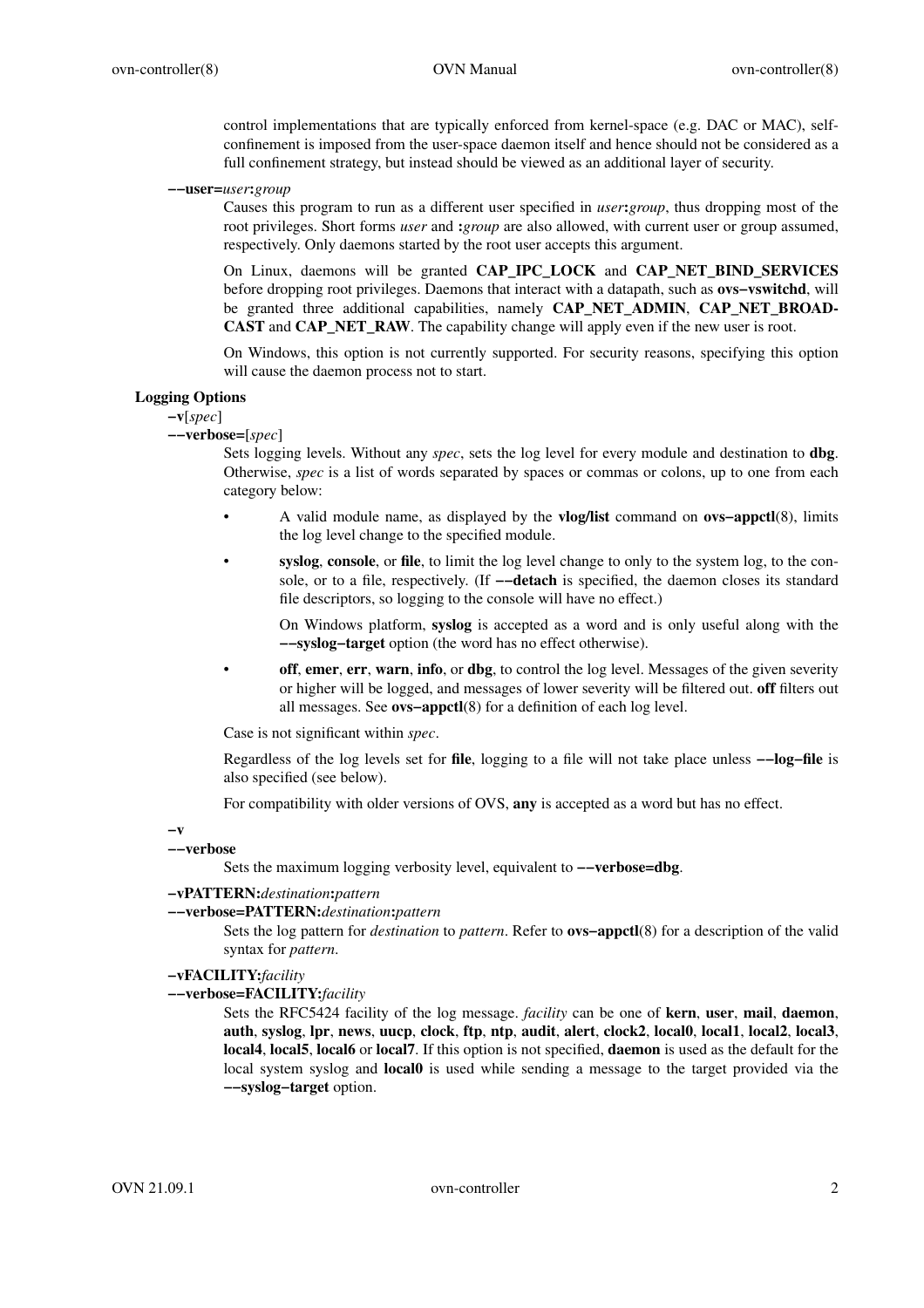control implementations that are typically enforced from kernel-space (e.g. DAC or MAC), self-confinement is imposed from the user-space daemon itself and hence should not be considered as a full confinement strategy, but instead should be viewed as an additional layer of security.

**−−user=***user***:***group*

Causes this program to run as a different user specified in *user***:***group*, thus dropping most of the root privileges. Short forms *user* and **:***group* are also allowed, with current user or group assumed, respectively. Only daemons started by the root user accepts this argument.

On Linux, daemons will be granted **CAP_IPC_LOCK** and **CAP_NET_BIND_SERVICES** before dropping root privileges. Daemons that interact with a datapath, such as **ovs−vswitchd**, will be granted three additional capabilities, namely **CAP_NET_ADMIN**, **CAP_NET_BROADCAST** and **CAP_NET_RAW**. The capability change will apply even if the new user is root.

On Windows, this option is not currently supported. For security reasons, specifying this option will cause the daemon process not to start.

**Logging Options**

**−v**[*spec*]
**−−verbose=**[*spec*]

Sets logging levels. Without any *spec*, sets the log level for every module and destination to **dbg**. Otherwise, *spec* is a list of words separated by spaces or commas or colons, up to one from each category below:

- A valid module name, as displayed by the **vlog/list** command on **ovs−appctl**(8), limits the log level change to the specified module.
- **syslog**, **console**, or **file**, to limit the log level change to only to the system log, to the console, or to a file, respectively. (If **−−detach** is specified, the daemon closes its standard file descriptors, so logging to the console will have no effect.)

  On Windows platform, **syslog** is accepted as a word and is only useful along with the **−−syslog−target** option (the word has no effect otherwise).
- **off**, **emer**, **err**, **warn**, **info**, or **dbg**, to control the log level. Messages of the given severity or higher will be logged, and messages of lower severity will be filtered out. **off** filters out all messages. See **ovs−appctl**(8) for a definition of each log level.

Case is not significant within *spec*.

Regardless of the log levels set for **file**, logging to a file will not take place unless **−−log−file** is also specified (see below).

For compatibility with older versions of OVS, **any** is accepted as a word but has no effect.

**−v**
**−−verbose**

Sets the maximum logging verbosity level, equivalent to **−−verbose=dbg**.

**−vPATTERN:***destination***:***pattern*
**−−verbose=PATTERN:***destination***:***pattern*

Sets the log pattern for *destination* to *pattern*. Refer to **ovs−appctl**(8) for a description of the valid syntax for *pattern*.

**−vFACILITY:***facility*
**−−verbose=FACILITY:***facility*

Sets the RFC5424 facility of the log message. *facility* can be one of **kern**, **user**, **mail**, **daemon**, **auth**, **syslog**, **lpr**, **news**, **uucp**, **clock**, **ftp**, **ntp**, **audit**, **alert**, **clock2**, **local0**, **local1**, **local2**, **local3**, **local4**, **local5**, **local6** or **local7**. If this option is not specified, **daemon** is used as the default for the local system syslog and **local0** is used while sending a message to the target provided via the **−−syslog−target** option.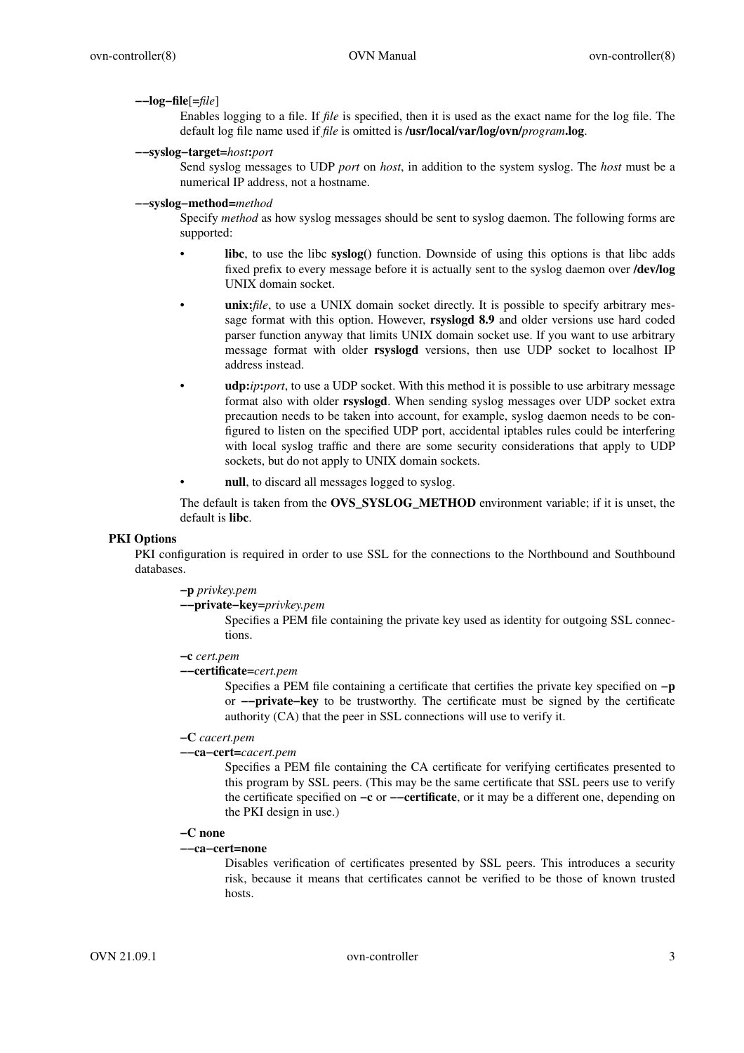**−−log−file**[=*file*]

Enables logging to a file. If *file* is specified, then it is used as the exact name for the log file. The default log file name used if *file* is omitted is **/usr/local/var/log/ovn/***program***.log**.

**−−syslog−target=***host***:***port*

Send syslog messages to UDP *port* on *host*, in addition to the system syslog. The *host* must be a numerical IP address, not a hostname.

**−−syslog−method=***method*

Specify *method* as how syslog messages should be sent to syslog daemon. The following forms are supported:

- **libc**, to use the libc **syslog()** function. Downside of using this options is that libc adds fixed prefix to every message before it is actually sent to the syslog daemon over **/dev/log** UNIX domain socket.
- **unix:***file*, to use a UNIX domain socket directly. It is possible to specify arbitrary message format with this option. However, **rsyslogd 8.9** and older versions use hard coded parser function anyway that limits UNIX domain socket use. If you want to use arbitrary message format with older **rsyslogd** versions, then use UDP socket to localhost IP address instead.
- **udp:***ip***:***port*, to use a UDP socket. With this method it is possible to use arbitrary message format also with older **rsyslogd**. When sending syslog messages over UDP socket extra precaution needs to be taken into account, for example, syslog daemon needs to be configured to listen on the specified UDP port, accidental iptables rules could be interfering with local syslog traffic and there are some security considerations that apply to UDP sockets, but do not apply to UNIX domain sockets.
- **null**, to discard all messages logged to syslog.

The default is taken from the **OVS_SYSLOG_METHOD** environment variable; if it is unset, the default is **libc**.

## PKI Options

PKI configuration is required in order to use SSL for the connections to the Northbound and Southbound databases.

**−p** *privkey.pem*
**−−private−key=***privkey.pem*

Specifies a PEM file containing the private key used as identity for outgoing SSL connections.

**−c** *cert.pem*
**−−certificate=***cert.pem*

Specifies a PEM file containing a certificate that certifies the private key specified on **−p** or **−−private−key** to be trustworthy. The certificate must be signed by the certificate authority (CA) that the peer in SSL connections will use to verify it.

**−C** *cacert.pem*
**−−ca−cert=***cacert.pem*

Specifies a PEM file containing the CA certificate for verifying certificates presented to this program by SSL peers. (This may be the same certificate that SSL peers use to verify the certificate specified on **−c** or **−−certificate**, or it may be a different one, depending on the PKI design in use.)

**−C none**
**−−ca−cert=none**

Disables verification of certificates presented by SSL peers. This introduces a security risk, because it means that certificates cannot be verified to be those of known trusted hosts.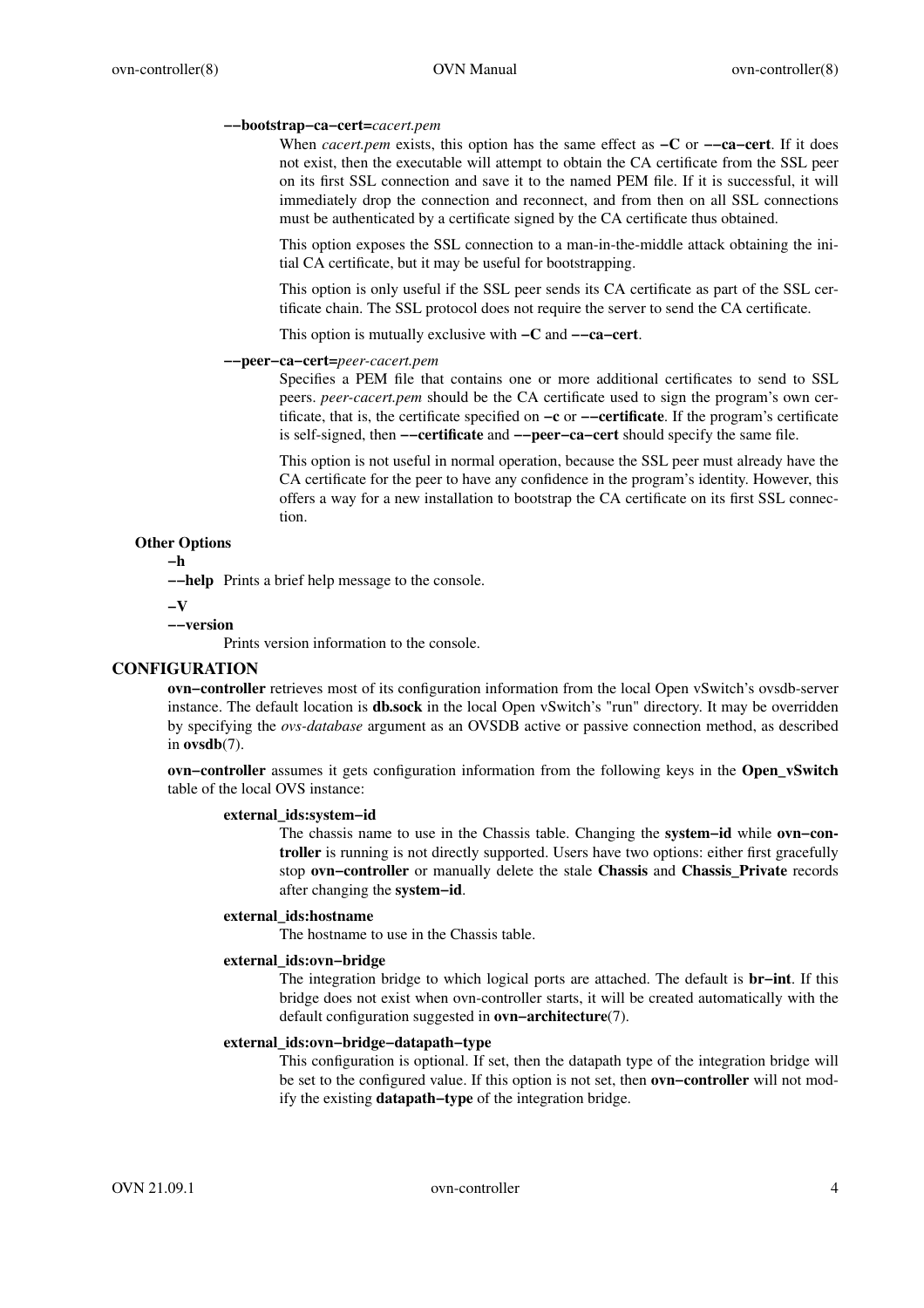**−−bootstrap−ca−cert=***cacert.pem*

When *cacert.pem* exists, this option has the same effect as **−C** or **−−ca−cert**. If it does not exist, then the executable will attempt to obtain the CA certificate from the SSL peer on its first SSL connection and save it to the named PEM file. If it is successful, it will immediately drop the connection and reconnect, and from then on all SSL connections must be authenticated by a certificate signed by the CA certificate thus obtained.

This option exposes the SSL connection to a man-in-the-middle attack obtaining the initial CA certificate, but it may be useful for bootstrapping.

This option is only useful if the SSL peer sends its CA certificate as part of the SSL certificate chain. The SSL protocol does not require the server to send the CA certificate.

This option is mutually exclusive with **−C** and **−−ca−cert**.

**−−peer−ca−cert=***peer-cacert.pem*

Specifies a PEM file that contains one or more additional certificates to send to SSL peers. *peer-cacert.pem* should be the CA certificate used to sign the program's own certificate, that is, the certificate specified on **−c** or **−−certificate**. If the program's certificate is self-signed, then **−−certificate** and **−−peer−ca−cert** should specify the same file.

This option is not useful in normal operation, because the SSL peer must already have the CA certificate for the peer to have any confidence in the program's identity. However, this offers a way for a new installation to bootstrap the CA certificate on its first SSL connection.

### Other Options

**−h**
**−−help** Prints a brief help message to the console.

**−V**
**−−version**
Prints version information to the console.

## CONFIGURATION

**ovn−controller** retrieves most of its configuration information from the local Open vSwitch's ovsdb-server instance. The default location is **db.sock** in the local Open vSwitch's "run" directory. It may be overridden by specifying the *ovs-database* argument as an OVSDB active or passive connection method, as described in **ovsdb**(7).

**ovn−controller** assumes it gets configuration information from the following keys in the **Open_vSwitch** table of the local OVS instance:

**external_ids:system−id**
The chassis name to use in the Chassis table. Changing the **system−id** while **ovn−controller** is running is not directly supported. Users have two options: either first gracefully stop **ovn−controller** or manually delete the stale **Chassis** and **Chassis_Private** records after changing the **system−id**.

**external_ids:hostname**
The hostname to use in the Chassis table.

**external_ids:ovn−bridge**
The integration bridge to which logical ports are attached. The default is **br−int**. If this bridge does not exist when ovn-controller starts, it will be created automatically with the default configuration suggested in **ovn−architecture**(7).

**external_ids:ovn−bridge−datapath−type**
This configuration is optional. If set, then the datapath type of the integration bridge will be set to the configured value. If this option is not set, then **ovn−controller** will not modify the existing **datapath−type** of the integration bridge.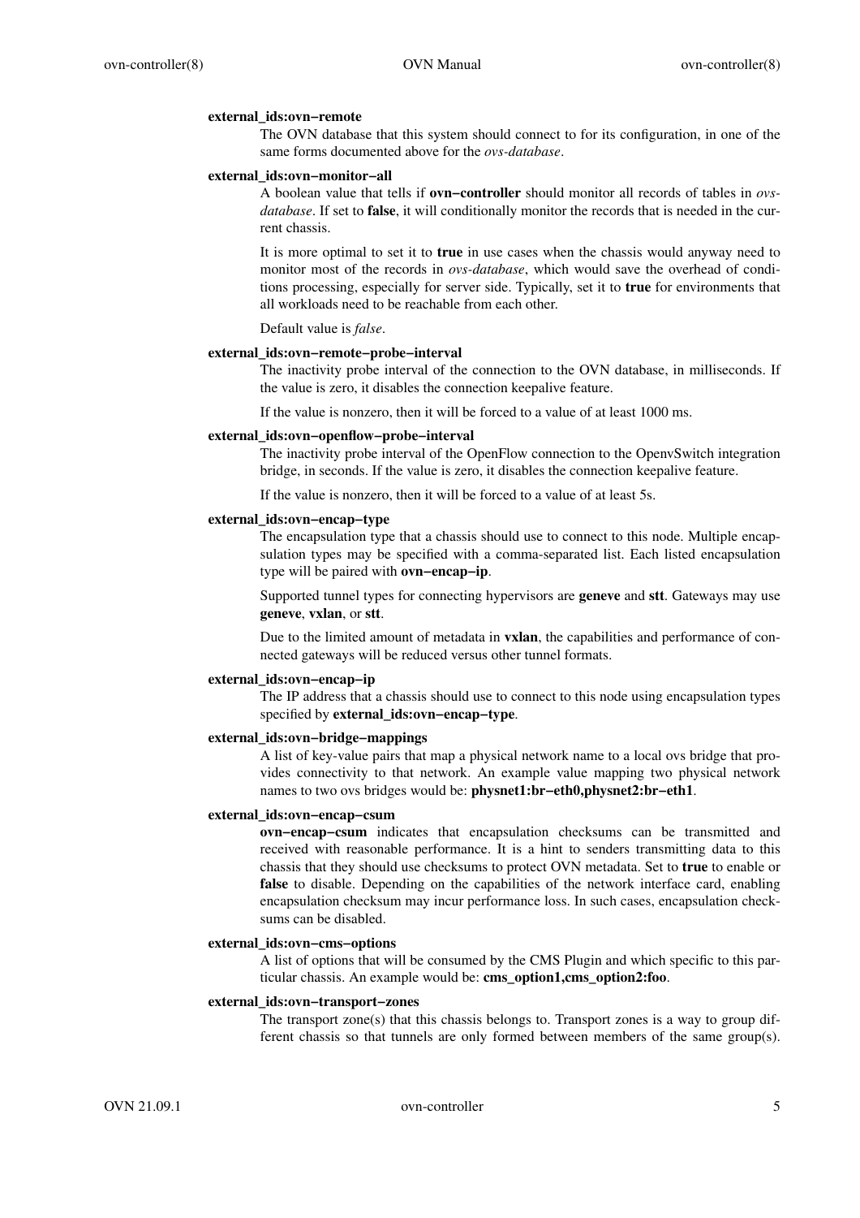**external_ids:ovn−remote**

The OVN database that this system should connect to for its configuration, in one of the same forms documented above for the *ovs-database*.

**external_ids:ovn−monitor−all**

A boolean value that tells if **ovn−controller** should monitor all records of tables in *ovs-database*. If set to **false**, it will conditionally monitor the records that is needed in the current chassis.

It is more optimal to set it to **true** in use cases when the chassis would anyway need to monitor most of the records in *ovs-database*, which would save the overhead of conditions processing, especially for server side. Typically, set it to **true** for environments that all workloads need to be reachable from each other.

Default value is *false*.

**external_ids:ovn−remote−probe−interval**

The inactivity probe interval of the connection to the OVN database, in milliseconds. If the value is zero, it disables the connection keepalive feature.

If the value is nonzero, then it will be forced to a value of at least 1000 ms.

**external_ids:ovn−openflow−probe−interval**

The inactivity probe interval of the OpenFlow connection to the OpenvSwitch integration bridge, in seconds. If the value is zero, it disables the connection keepalive feature.

If the value is nonzero, then it will be forced to a value of at least 5s.

**external_ids:ovn−encap−type**

The encapsulation type that a chassis should use to connect to this node. Multiple encapsulation types may be specified with a comma-separated list. Each listed encapsulation type will be paired with **ovn−encap−ip**.

Supported tunnel types for connecting hypervisors are **geneve** and **stt**. Gateways may use **geneve**, **vxlan**, or **stt**.

Due to the limited amount of metadata in **vxlan**, the capabilities and performance of connected gateways will be reduced versus other tunnel formats.

**external_ids:ovn−encap−ip**

The IP address that a chassis should use to connect to this node using encapsulation types specified by **external_ids:ovn−encap−type**.

**external_ids:ovn−bridge−mappings**

A list of key-value pairs that map a physical network name to a local ovs bridge that provides connectivity to that network. An example value mapping two physical network names to two ovs bridges would be: **physnet1:br−eth0,physnet2:br−eth1**.

**external_ids:ovn−encap−csum**

**ovn−encap−csum** indicates that encapsulation checksums can be transmitted and received with reasonable performance. It is a hint to senders transmitting data to this chassis that they should use checksums to protect OVN metadata. Set to **true** to enable or **false** to disable. Depending on the capabilities of the network interface card, enabling encapsulation checksum may incur performance loss. In such cases, encapsulation checksums can be disabled.

**external_ids:ovn−cms−options**

A list of options that will be consumed by the CMS Plugin and which specific to this particular chassis. An example would be: **cms_option1,cms_option2:foo**.

**external_ids:ovn−transport−zones**

The transport zone(s) that this chassis belongs to. Transport zones is a way to group different chassis so that tunnels are only formed between members of the same group(s).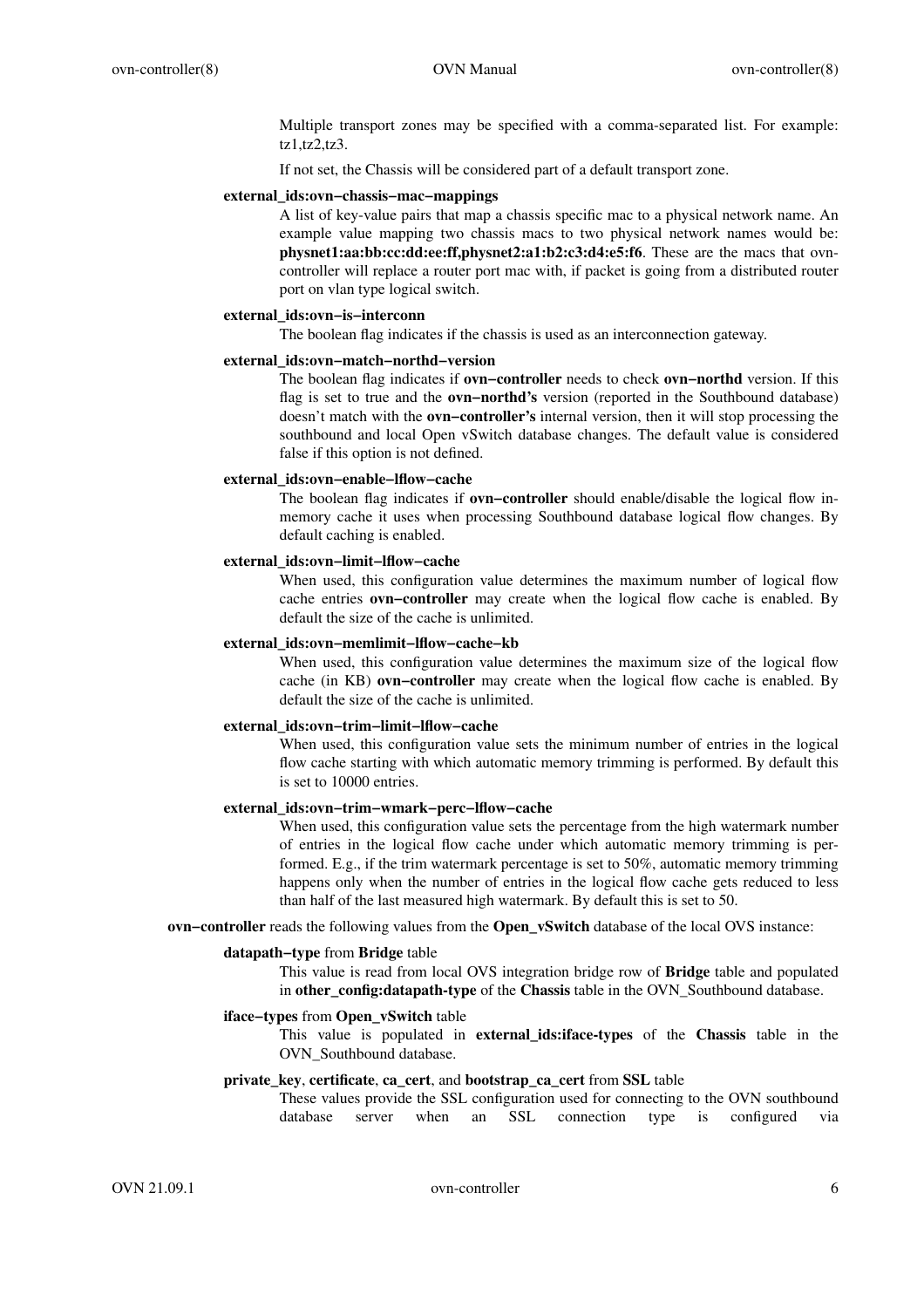Multiple transport zones may be specified with a comma-separated list. For example: tz1,tz2,tz3.

If not set, the Chassis will be considered part of a default transport zone.

**external_ids:ovn−chassis−mac−mappings**

A list of key-value pairs that map a chassis specific mac to a physical network name. An example value mapping two chassis macs to two physical network names would be: **physnet1:aa:bb:cc:dd:ee:ff,physnet2:a1:b2:c3:d4:e5:f6**. These are the macs that ovn-controller will replace a router port mac with, if packet is going from a distributed router port on vlan type logical switch.

**external_ids:ovn−is−interconn**

The boolean flag indicates if the chassis is used as an interconnection gateway.

**external_ids:ovn−match−northd−version**

The boolean flag indicates if **ovn−controller** needs to check **ovn−northd** version. If this flag is set to true and the **ovn−northd's** version (reported in the Southbound database) doesn't match with the **ovn−controller's** internal version, then it will stop processing the southbound and local Open vSwitch database changes. The default value is considered false if this option is not defined.

**external_ids:ovn−enable−lflow−cache**

The boolean flag indicates if **ovn−controller** should enable/disable the logical flow in-memory cache it uses when processing Southbound database logical flow changes. By default caching is enabled.

**external_ids:ovn−limit−lflow−cache**

When used, this configuration value determines the maximum number of logical flow cache entries **ovn−controller** may create when the logical flow cache is enabled. By default the size of the cache is unlimited.

**external_ids:ovn−memlimit−lflow−cache−kb**

When used, this configuration value determines the maximum size of the logical flow cache (in KB) **ovn−controller** may create when the logical flow cache is enabled. By default the size of the cache is unlimited.

**external_ids:ovn−trim−limit−lflow−cache**

When used, this configuration value sets the minimum number of entries in the logical flow cache starting with which automatic memory trimming is performed. By default this is set to 10000 entries.

**external_ids:ovn−trim−wmark−perc−lflow−cache**

When used, this configuration value sets the percentage from the high watermark number of entries in the logical flow cache under which automatic memory trimming is performed. E.g., if the trim watermark percentage is set to 50%, automatic memory trimming happens only when the number of entries in the logical flow cache gets reduced to less than half of the last measured high watermark. By default this is set to 50.

**ovn−controller** reads the following values from the **Open_vSwitch** database of the local OVS instance:

**datapath−type** from **Bridge** table

This value is read from local OVS integration bridge row of **Bridge** table and populated in **other_config:datapath-type** of the **Chassis** table in the OVN_Southbound database.

**iface−types** from **Open_vSwitch** table

This value is populated in **external_ids:iface-types** of the **Chassis** table in the OVN_Southbound database.

**private_key**, **certificate**, **ca_cert**, and **bootstrap_ca_cert** from **SSL** table

These values provide the SSL configuration used for connecting to the OVN southbound database server when an SSL connection type is configured via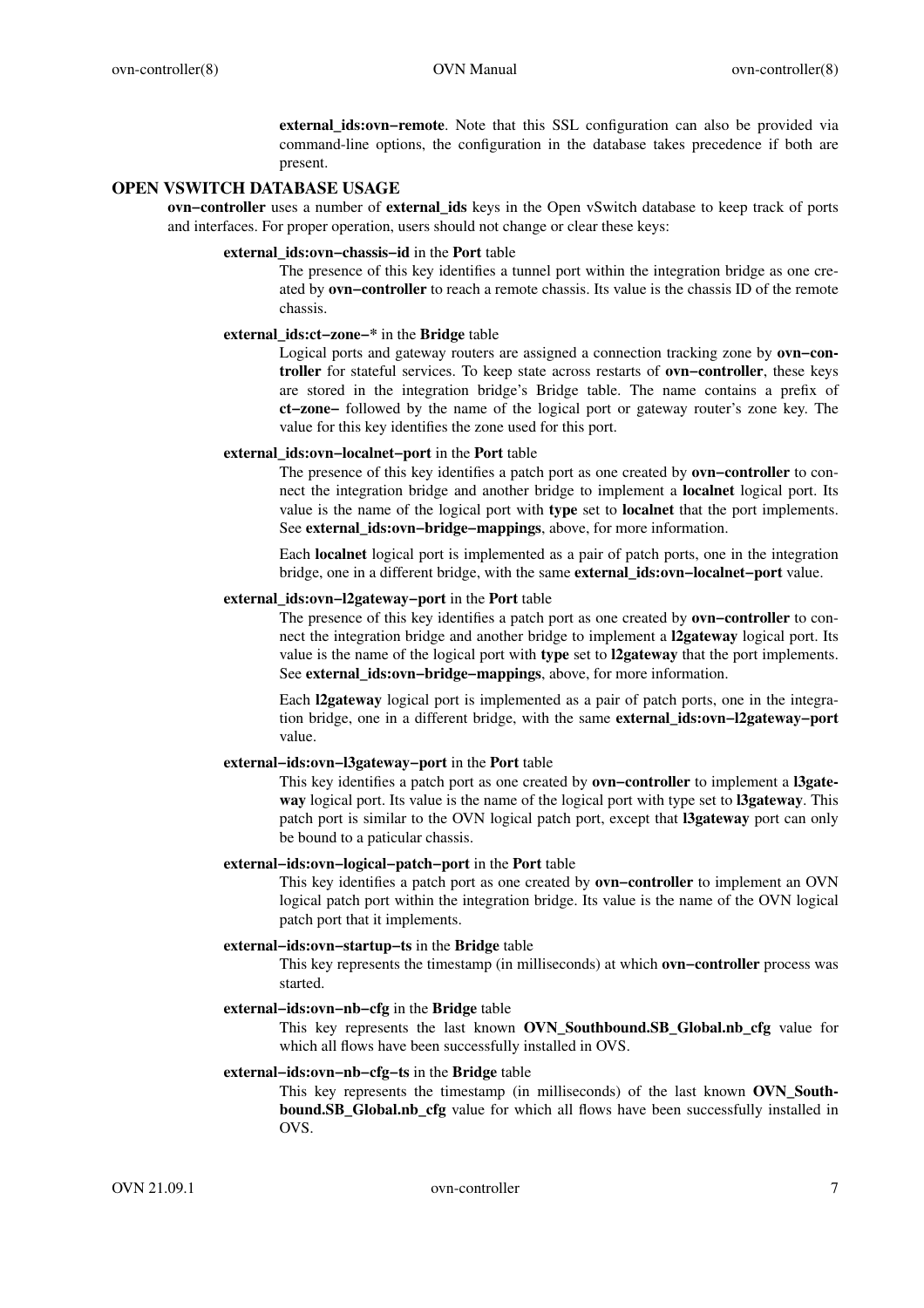**external_ids:ovn−remote**. Note that this SSL configuration can also be provided via command-line options, the configuration in the database takes precedence if both are present.

## OPEN VSWITCH DATABASE USAGE

**ovn−controller** uses a number of **external_ids** keys in the Open vSwitch database to keep track of ports and interfaces. For proper operation, users should not change or clear these keys:

**external_ids:ovn−chassis−id** in the **Port** table

The presence of this key identifies a tunnel port within the integration bridge as one created by **ovn−controller** to reach a remote chassis. Its value is the chassis ID of the remote chassis.

**external_ids:ct−zone−*** in the **Bridge** table

Logical ports and gateway routers are assigned a connection tracking zone by **ovn−controller** for stateful services. To keep state across restarts of **ovn−controller**, these keys are stored in the integration bridge's Bridge table. The name contains a prefix of **ct−zone−** followed by the name of the logical port or gateway router's zone key. The value for this key identifies the zone used for this port.

**external_ids:ovn−localnet−port** in the **Port** table

The presence of this key identifies a patch port as one created by **ovn−controller** to connect the integration bridge and another bridge to implement a **localnet** logical port. Its value is the name of the logical port with **type** set to **localnet** that the port implements. See **external_ids:ovn−bridge−mappings**, above, for more information.

Each **localnet** logical port is implemented as a pair of patch ports, one in the integration bridge, one in a different bridge, with the same **external_ids:ovn−localnet−port** value.

**external_ids:ovn−l2gateway−port** in the **Port** table

The presence of this key identifies a patch port as one created by **ovn−controller** to connect the integration bridge and another bridge to implement a **l2gateway** logical port. Its value is the name of the logical port with **type** set to **l2gateway** that the port implements. See **external_ids:ovn−bridge−mappings**, above, for more information.

Each **l2gateway** logical port is implemented as a pair of patch ports, one in the integration bridge, one in a different bridge, with the same **external_ids:ovn−l2gateway−port** value.

**external−ids:ovn−l3gateway−port** in the **Port** table

This key identifies a patch port as one created by **ovn−controller** to implement a **l3gateway** logical port. Its value is the name of the logical port with type set to **l3gateway**. This patch port is similar to the OVN logical patch port, except that **l3gateway** port can only be bound to a paticular chassis.

**external−ids:ovn−logical−patch−port** in the **Port** table

This key identifies a patch port as one created by **ovn−controller** to implement an OVN logical patch port within the integration bridge. Its value is the name of the OVN logical patch port that it implements.

**external−ids:ovn−startup−ts** in the **Bridge** table

This key represents the timestamp (in milliseconds) at which **ovn−controller** process was started.

**external−ids:ovn−nb−cfg** in the **Bridge** table

This key represents the last known **OVN_Southbound.SB_Global.nb_cfg** value for which all flows have been successfully installed in OVS.

**external−ids:ovn−nb−cfg−ts** in the **Bridge** table

This key represents the timestamp (in milliseconds) of the last known **OVN_Southbound.SB_Global.nb_cfg** value for which all flows have been successfully installed in OVS.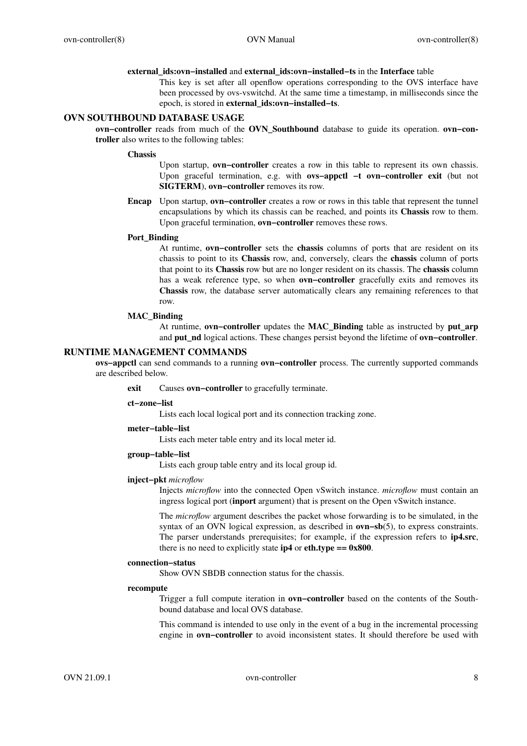**external_ids:ovn−installed** and **external_ids:ovn−installed−ts** in the **Interface** table

This key is set after all openflow operations corresponding to the OVS interface have been processed by ovs-vswitchd. At the same time a timestamp, in milliseconds since the epoch, is stored in **external_ids:ovn−installed−ts**.

## OVN SOUTHBOUND DATABASE USAGE

**ovn−controller** reads from much of the **OVN_Southbound** database to guide its operation. **ovn−controller** also writes to the following tables:

**Chassis**

Upon startup, **ovn−controller** creates a row in this table to represent its own chassis. Upon graceful termination, e.g. with **ovs−appctl −t ovn−controller exit** (but not **SIGTERM**), **ovn−controller** removes its row.

**Encap**

Upon startup, **ovn−controller** creates a row or rows in this table that represent the tunnel encapsulations by which its chassis can be reached, and points its **Chassis** row to them. Upon graceful termination, **ovn−controller** removes these rows.

**Port_Binding**

At runtime, **ovn−controller** sets the **chassis** columns of ports that are resident on its chassis to point to its **Chassis** row, and, conversely, clears the **chassis** column of ports that point to its **Chassis** row but are no longer resident on its chassis. The **chassis** column has a weak reference type, so when **ovn−controller** gracefully exits and removes its **Chassis** row, the database server automatically clears any remaining references to that row.

**MAC_Binding**

At runtime, **ovn−controller** updates the **MAC_Binding** table as instructed by **put_arp** and **put_nd** logical actions. These changes persist beyond the lifetime of **ovn−controller**.

## RUNTIME MANAGEMENT COMMANDS

**ovs−appctl** can send commands to a running **ovn−controller** process. The currently supported commands are described below.

**exit**

Causes **ovn−controller** to gracefully terminate.

**ct−zone−list**

Lists each local logical port and its connection tracking zone.

**meter−table−list**

Lists each meter table entry and its local meter id.

**group−table−list**

Lists each group table entry and its local group id.

**inject−pkt** *microflow*

Injects *microflow* into the connected Open vSwitch instance. *microflow* must contain an ingress logical port (**inport** argument) that is present on the Open vSwitch instance.

The *microflow* argument describes the packet whose forwarding is to be simulated, in the syntax of an OVN logical expression, as described in **ovn−sb**(5), to express constraints. The parser understands prerequisites; for example, if the expression refers to **ip4.src**, there is no need to explicitly state **ip4** or **eth.type == 0x800**.

**connection−status**

Show OVN SBDB connection status for the chassis.

**recompute**

Trigger a full compute iteration in **ovn−controller** based on the contents of the Southbound database and local OVS database.

This command is intended to use only in the event of a bug in the incremental processing engine in **ovn−controller** to avoid inconsistent states. It should therefore be used with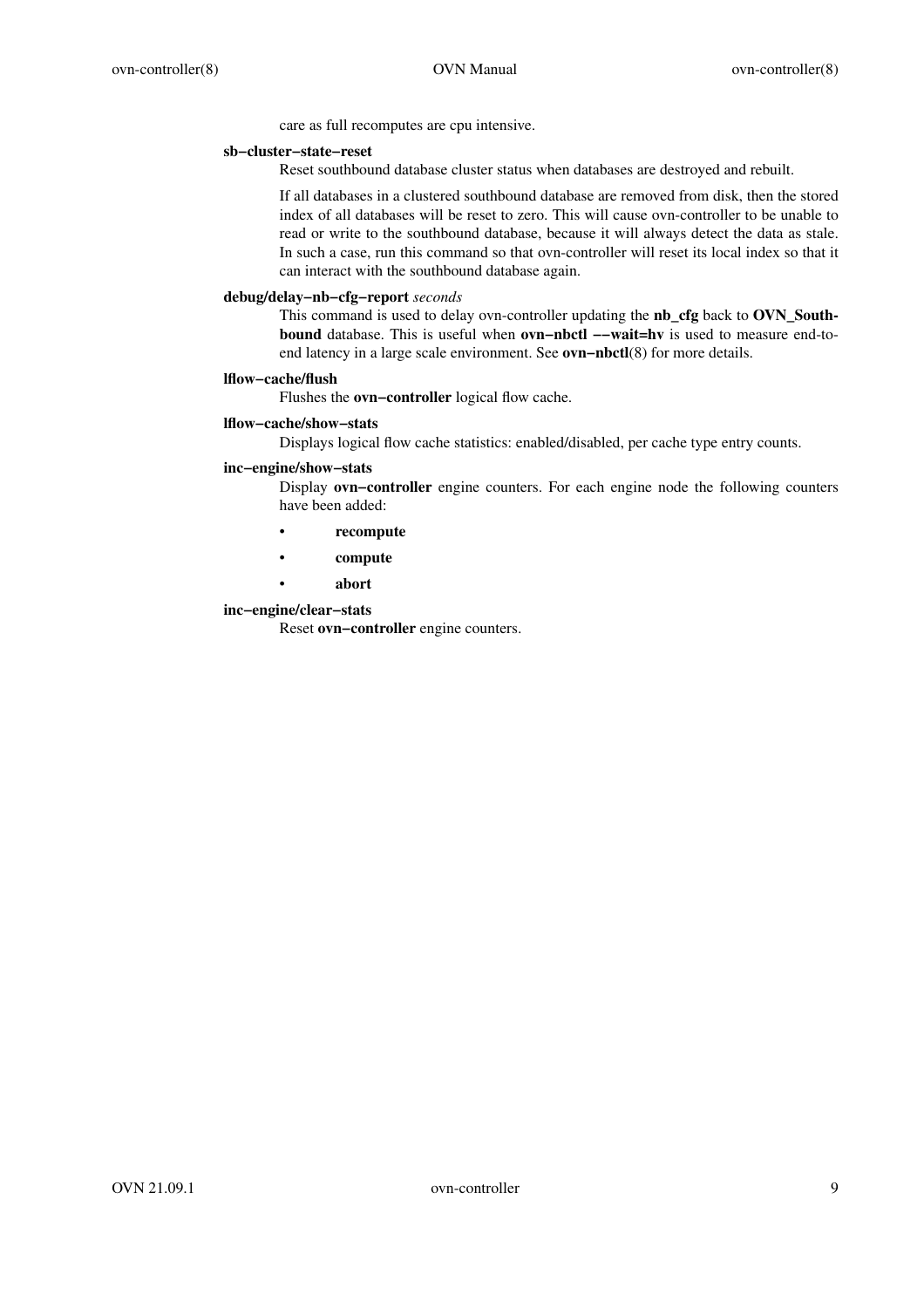care as full recomputes are cpu intensive.

**sb−cluster−state−reset**

Reset southbound database cluster status when databases are destroyed and rebuilt.

If all databases in a clustered southbound database are removed from disk, then the stored index of all databases will be reset to zero. This will cause ovn-controller to be unable to read or write to the southbound database, because it will always detect the data as stale. In such a case, run this command so that ovn-controller will reset its local index so that it can interact with the southbound database again.

**debug/delay−nb−cfg−report** *seconds*

This command is used to delay ovn-controller updating the **nb_cfg** back to **OVN_Southbound** database. This is useful when **ovn−nbctl −−wait=hv** is used to measure end-to-end latency in a large scale environment. See **ovn−nbctl**(8) for more details.

**lflow−cache/flush**

Flushes the **ovn−controller** logical flow cache.

**lflow−cache/show−stats**

Displays logical flow cache statistics: enabled/disabled, per cache type entry counts.

**inc−engine/show−stats**

Display **ovn−controller** engine counters. For each engine node the following counters have been added:

- **recompute**
- **compute**
- **abort**

**inc−engine/clear−stats**

Reset **ovn−controller** engine counters.